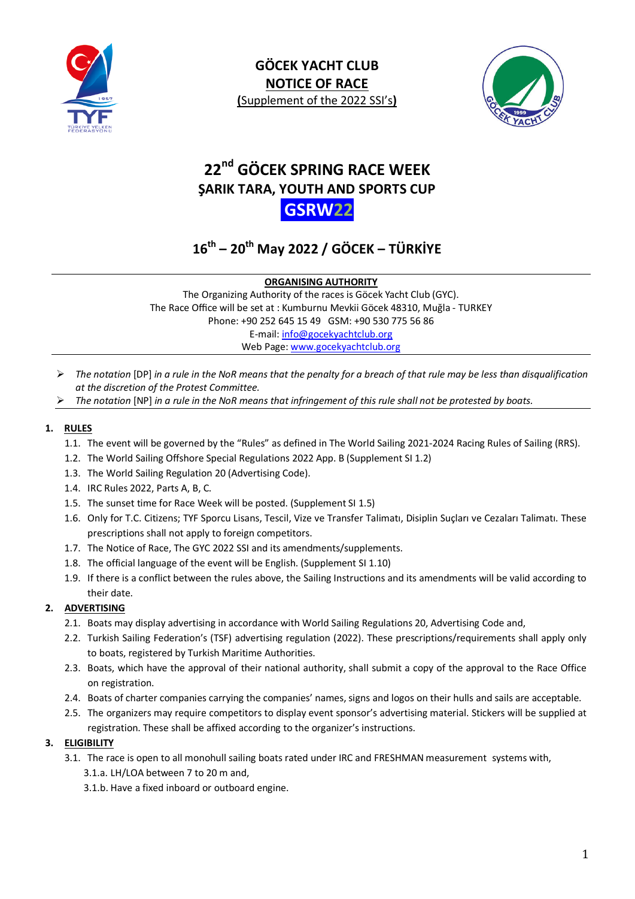**GÖCEK YACHT CLUB**

**NOTICE OF RACE**

**(**Supplement of the 2022 SSI's**)**

# 22nd GÖCEK SPRING RACE WEEK

## ŞARIK TARA, YOUTH AND SPORTS CUP

## GSRW22

## 16th – 20th May 2022 / GÖCEK – TÜRKİYE

**ORGANISING AUTHORITY**

The Organizing Authority of the races is Göcek Yacht Club (GYC).
The Race Office will be set at : Kumburnu Mevkii Göcek 48310, Muğla - TURKEY
Phone: +90 252 645 15 49 GSM: +90 530 775 56 86
E-mail: info@gocekyachtclub.org
Web Page: www.gocekyachtclub.org

- *The notation* [DP] *in a rule in the NoR means that the penalty for a breach of that rule may be less than disqualification at the discretion of the Protest Committee.*
- *The notation* [NP] *in a rule in the NoR means that infringement of this rule shall not be protested by boats.*

**1. RULES**

1.1. The event will be governed by the "Rules" as defined in The World Sailing 2021-2024 Racing Rules of Sailing (RRS).
1.2. The World Sailing Offshore Special Regulations 2022 App. B (Supplement SI 1.2)
1.3. The World Sailing Regulation 20 (Advertising Code).
1.4. IRC Rules 2022, Parts A, B, C.
1.5. The sunset time for Race Week will be posted. (Supplement SI 1.5)
1.6. Only for T.C. Citizens; TYF Sporcu Lisans, Tescil, Vize ve Transfer Talimatı, Disiplin Suçları ve Cezaları Talimatı. These prescriptions shall not apply to foreign competitors.
1.7. The Notice of Race, The GYC 2022 SSI and its amendments/supplements.
1.8. The official language of the event will be English. (Supplement SI 1.10)
1.9. If there is a conflict between the rules above, the Sailing Instructions and its amendments will be valid according to their date.

**2. ADVERTISING**

2.1. Boats may display advertising in accordance with World Sailing Regulations 20, Advertising Code and,
2.2. Turkish Sailing Federation's (TSF) advertising regulation (2022). These prescriptions/requirements shall apply only to boats, registered by Turkish Maritime Authorities.
2.3. Boats, which have the approval of their national authority, shall submit a copy of the approval to the Race Office on registration.
2.4. Boats of charter companies carrying the companies' names, signs and logos on their hulls and sails are acceptable.
2.5. The organizers may require competitors to display event sponsor's advertising material. Stickers will be supplied at registration. These shall be affixed according to the organizer's instructions.

**3. ELIGIBILITY**

3.1. The race is open to all monohull sailing boats rated under IRC and FRESHMAN measurement systems with,
3.1.a. LH/LOA between 7 to 20 m and,
3.1.b. Have a fixed inboard or outboard engine.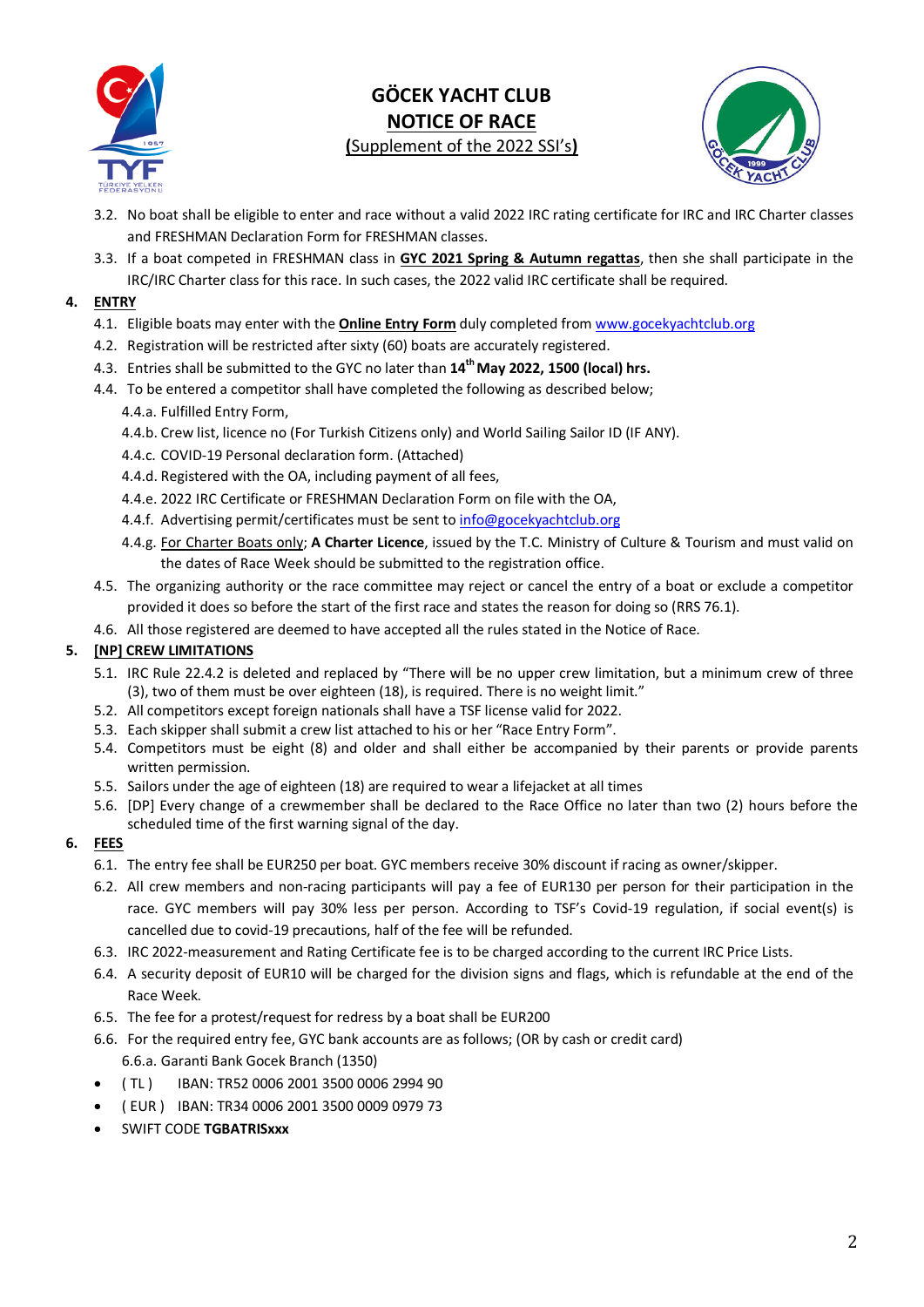3.2. No boat shall be eligible to enter and race without a valid 2022 IRC rating certificate for IRC and IRC Charter classes and FRESHMAN Declaration Form for FRESHMAN classes.

3.3. If a boat competed in FRESHMAN class in **GYC 2021 Spring & Autumn regattas**, then she shall participate in the IRC/IRC Charter class for this race. In such cases, the 2022 valid IRC certificate shall be required.

## 4. ENTRY

4.1. Eligible boats may enter with the **Online Entry Form** duly completed from www.gocekyachtclub.org

4.2. Registration will be restricted after sixty (60) boats are accurately registered.

4.3. Entries shall be submitted to the GYC no later than **14th May 2022, 1500 (local) hrs.**

4.4. To be entered a competitor shall have completed the following as described below;

- 4.4.a. Fulfilled Entry Form,
- 4.4.b. Crew list, licence no (For Turkish Citizens only) and World Sailing Sailor ID (IF ANY).
- 4.4.c. COVID-19 Personal declaration form. (Attached)
- 4.4.d. Registered with the OA, including payment of all fees,
- 4.4.e. 2022 IRC Certificate or FRESHMAN Declaration Form on file with the OA,
- 4.4.f. Advertising permit/certificates must be sent to info@gocekyachtclub.org
- 4.4.g. For Charter Boats only; **A Charter Licence**, issued by the T.C. Ministry of Culture & Tourism and must valid on the dates of Race Week should be submitted to the registration office.

4.5. The organizing authority or the race committee may reject or cancel the entry of a boat or exclude a competitor provided it does so before the start of the first race and states the reason for doing so (RRS 76.1).

4.6. All those registered are deemed to have accepted all the rules stated in the Notice of Race.

## 5. [NP] CREW LIMITATIONS

5.1. IRC Rule 22.4.2 is deleted and replaced by "There will be no upper crew limitation, but a minimum crew of three (3), two of them must be over eighteen (18), is required. There is no weight limit."

5.2. All competitors except foreign nationals shall have a TSF license valid for 2022.

5.3. Each skipper shall submit a crew list attached to his or her "Race Entry Form".

5.4. Competitors must be eight (8) and older and shall either be accompanied by their parents or provide parents written permission.

5.5. Sailors under the age of eighteen (18) are required to wear a lifejacket at all times

5.6. [DP] Every change of a crewmember shall be declared to the Race Office no later than two (2) hours before the scheduled time of the first warning signal of the day.

## 6. FEES

6.1. The entry fee shall be EUR250 per boat. GYC members receive 30% discount if racing as owner/skipper.

6.2. All crew members and non-racing participants will pay a fee of EUR130 per person for their participation in the race. GYC members will pay 30% less per person. According to TSF's Covid-19 regulation, if social event(s) is cancelled due to covid-19 precautions, half of the fee will be refunded.

6.3. IRC 2022-measurement and Rating Certificate fee is to be charged according to the current IRC Price Lists.

6.4. A security deposit of EUR10 will be charged for the division signs and flags, which is refundable at the end of the Race Week.

6.5. The fee for a protest/request for redress by a boat shall be EUR200

6.6. For the required entry fee, GYC bank accounts are as follows; (OR by cash or credit card)

6.6.a. Garanti Bank Gocek Branch (1350)

- ( TL ) IBAN: TR52 0006 2001 3500 0006 2994 90
- ( EUR ) IBAN: TR34 0006 2001 3500 0009 0979 73
- SWIFT CODE **TGBATRISxxx**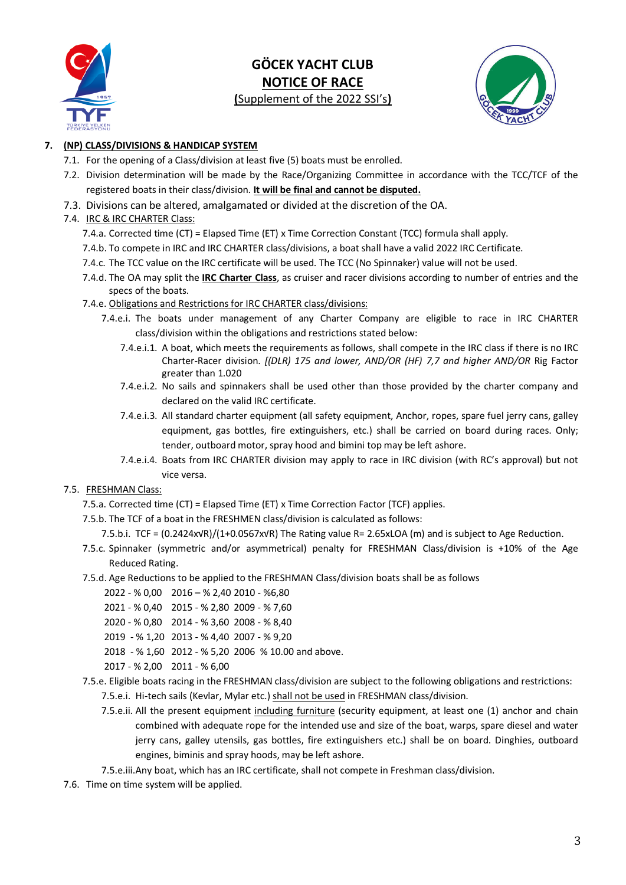**GÖCEK YACHT CLUB**
**NOTICE OF RACE**
**(**Supplement of the 2022 SSI's**)**

## 7. (NP) CLASS/DIVISIONS & HANDICAP SYSTEM

7.1. For the opening of a Class/division at least five (5) boats must be enrolled.

7.2. Division determination will be made by the Race/Organizing Committee in accordance with the TCC/TCF of the registered boats in their class/division. **It will be final and cannot be disputed.**

7.3. Divisions can be altered, amalgamated or divided at the discretion of the OA.

7.4. IRC & IRC CHARTER Class:

7.4.a. Corrected time (CT) = Elapsed Time (ET) x Time Correction Constant (TCC) formula shall apply.

7.4.b. To compete in IRC and IRC CHARTER class/divisions, a boat shall have a valid 2022 IRC Certificate.

7.4.c. The TCC value on the IRC certificate will be used. The TCC (No Spinnaker) value will not be used.

7.4.d. The OA may split the **IRC Charter Class**, as cruiser and racer divisions according to number of entries and the specs of the boats.

7.4.e. Obligations and Restrictions for IRC CHARTER class/divisions:

7.4.e.i. The boats under management of any Charter Company are eligible to race in IRC CHARTER class/division within the obligations and restrictions stated below:

7.4.e.i.1. A boat, which meets the requirements as follows, shall compete in the IRC class if there is no IRC Charter-Racer division. *[(DLR) 175 and lower, AND/OR (HF) 7,7 and higher AND/OR* Rig Factor greater than 1.020

7.4.e.i.2. No sails and spinnakers shall be used other than those provided by the charter company and declared on the valid IRC certificate.

7.4.e.i.3. All standard charter equipment (all safety equipment, Anchor, ropes, spare fuel jerry cans, galley equipment, gas bottles, fire extinguishers, etc.) shall be carried on board during races. Only; tender, outboard motor, spray hood and bimini top may be left ashore.

7.4.e.i.4. Boats from IRC CHARTER division may apply to race in IRC division (with RC's approval) but not vice versa.

7.5. FRESHMAN Class:

7.5.a. Corrected time (CT) = Elapsed Time (ET) x Time Correction Factor (TCF) applies.

7.5.b. The TCF of a boat in the FRESHMEN class/division is calculated as follows:

7.5.b.i. $TCF = (0.2424x\sqrt{R})/(1+0.0567x\sqrt{R})$ The Rating value R= 2.65xLOA (m) and is subject to Age Reduction.

7.5.c. Spinnaker (symmetric and/or asymmetrical) penalty for FRESHMAN Class/division is +10% of the Age Reduced Rating.

7.5.d. Age Reductions to be applied to the FRESHMAN Class/division boats shall be as follows

2022 - % 0,00 2016 – % 2,40 2010 - %6,80
2021 - % 0,40 2015 - % 2,80 2009 - % 7,60
2020 - % 0,80 2014 - % 3,60 2008 - % 8,40
2019 - % 1,20 2013 - % 4,40 2007 - % 9,20
2018 - % 1,60 2012 - % 5,20 2006 % 10.00 and above.
2017 - % 2,00 2011 - % 6,00

7.5.e. Eligible boats racing in the FRESHMAN class/division are subject to the following obligations and restrictions:

7.5.e.i. Hi-tech sails (Kevlar, Mylar etc.) shall not be used in FRESHMAN class/division.

7.5.e.ii. All the present equipment including furniture (security equipment, at least one (1) anchor and chain combined with adequate rope for the intended use and size of the boat, warps, spare diesel and water jerry cans, galley utensils, gas bottles, fire extinguishers etc.) shall be on board. Dinghies, outboard engines, biminis and spray hoods, may be left ashore.

7.5.e.iii. Any boat, which has an IRC certificate, shall not compete in Freshman class/division.

7.6. Time on time system will be applied.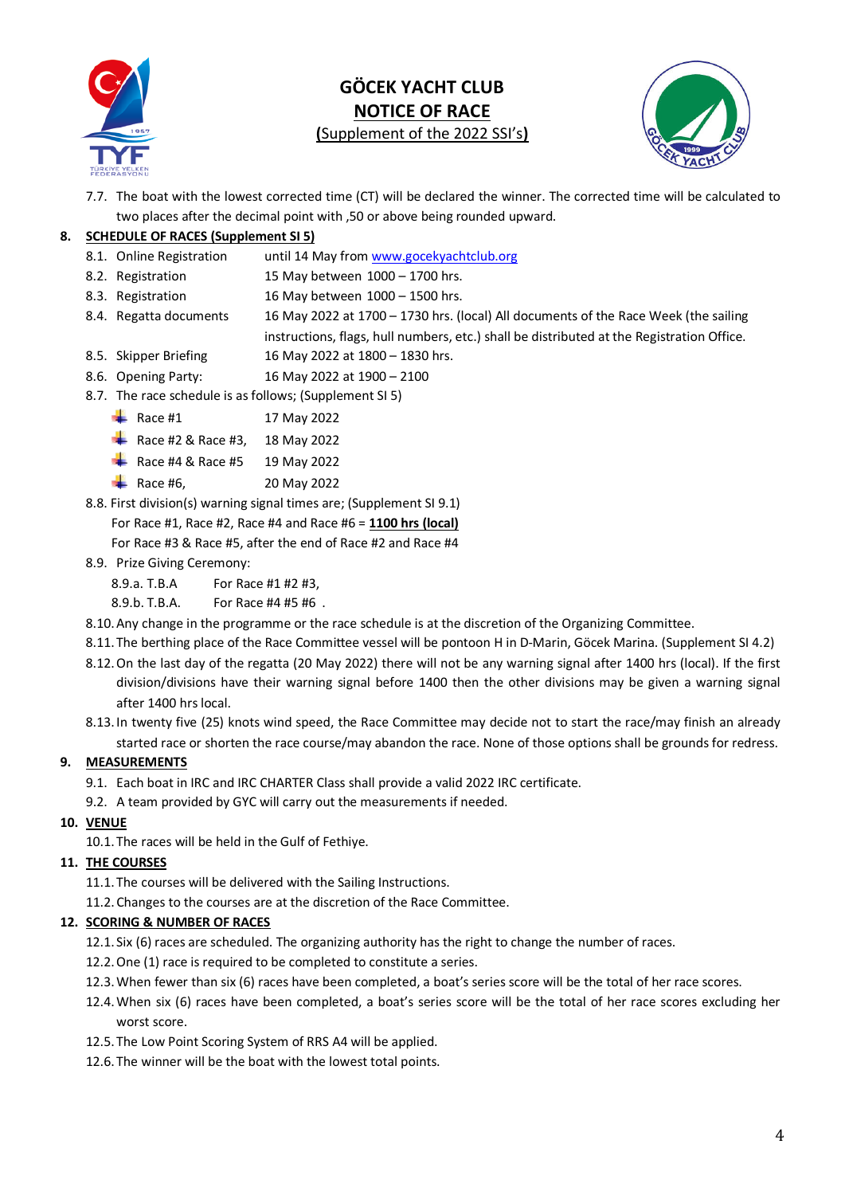# GÖCEK YACHT CLUB

## NOTICE OF RACE

**(**Supplement of the 2022 SSI's**)**

7.7. The boat with the lowest corrected time (CT) will be declared the winner. The corrected time will be calculated to two places after the decimal point with ,50 or above being rounded upward.

## 8. SCHEDULE OF RACES (Supplement SI 5)

8.1. Online Registration until 14 May from www.gocekyachtclub.org

8.2. Registration 15 May between 1000 – 1700 hrs.

8.3. Registration 16 May between 1000 – 1500 hrs.

8.4. Regatta documents 16 May 2022 at 1700 – 1730 hrs. (local) All documents of the Race Week (the sailing instructions, flags, hull numbers, etc.) shall be distributed at the Registration Office.

8.5. Skipper Briefing 16 May 2022 at 1800 – 1830 hrs.

8.6. Opening Party: 16 May 2022 at 1900 – 2100

8.7. The race schedule is as follows; (Supplement SI 5)

- Race #1 17 May 2022
- Race #2 & Race #3, 18 May 2022
- Race #4 & Race #5 19 May 2022
- Race #6, 20 May 2022

8.8. First division(s) warning signal times are; (Supplement SI 9.1)
For Race #1, Race #2, Race #4 and Race #6 = **1100 hrs (local)**
For Race #3 & Race #5, after the end of Race #2 and Race #4

8.9. Prize Giving Ceremony:

8.9.a. T.B.A For Race #1 #2 #3,

8.9.b. T.B.A. For Race #4 #5 #6 .

8.10. Any change in the programme or the race schedule is at the discretion of the Organizing Committee.

8.11. The berthing place of the Race Committee vessel will be pontoon H in D-Marin, Göcek Marina. (Supplement SI 4.2)

8.12. On the last day of the regatta (20 May 2022) there will not be any warning signal after 1400 hrs (local). If the first division/divisions have their warning signal before 1400 then the other divisions may be given a warning signal after 1400 hrs local.

8.13. In twenty five (25) knots wind speed, the Race Committee may decide not to start the race/may finish an already started race or shorten the race course/may abandon the race. None of those options shall be grounds for redress.

## 9. MEASUREMENTS

9.1. Each boat in IRC and IRC CHARTER Class shall provide a valid 2022 IRC certificate.

9.2. A team provided by GYC will carry out the measurements if needed.

## 10. VENUE

10.1. The races will be held in the Gulf of Fethiye.

## 11. THE COURSES

11.1. The courses will be delivered with the Sailing Instructions.

11.2. Changes to the courses are at the discretion of the Race Committee.

## 12. SCORING & NUMBER OF RACES

12.1. Six (6) races are scheduled. The organizing authority has the right to change the number of races.

12.2. One (1) race is required to be completed to constitute a series.

12.3. When fewer than six (6) races have been completed, a boat's series score will be the total of her race scores.

12.4. When six (6) races have been completed, a boat's series score will be the total of her race scores excluding her worst score.

12.5. The Low Point Scoring System of RRS A4 will be applied.

12.6. The winner will be the boat with the lowest total points.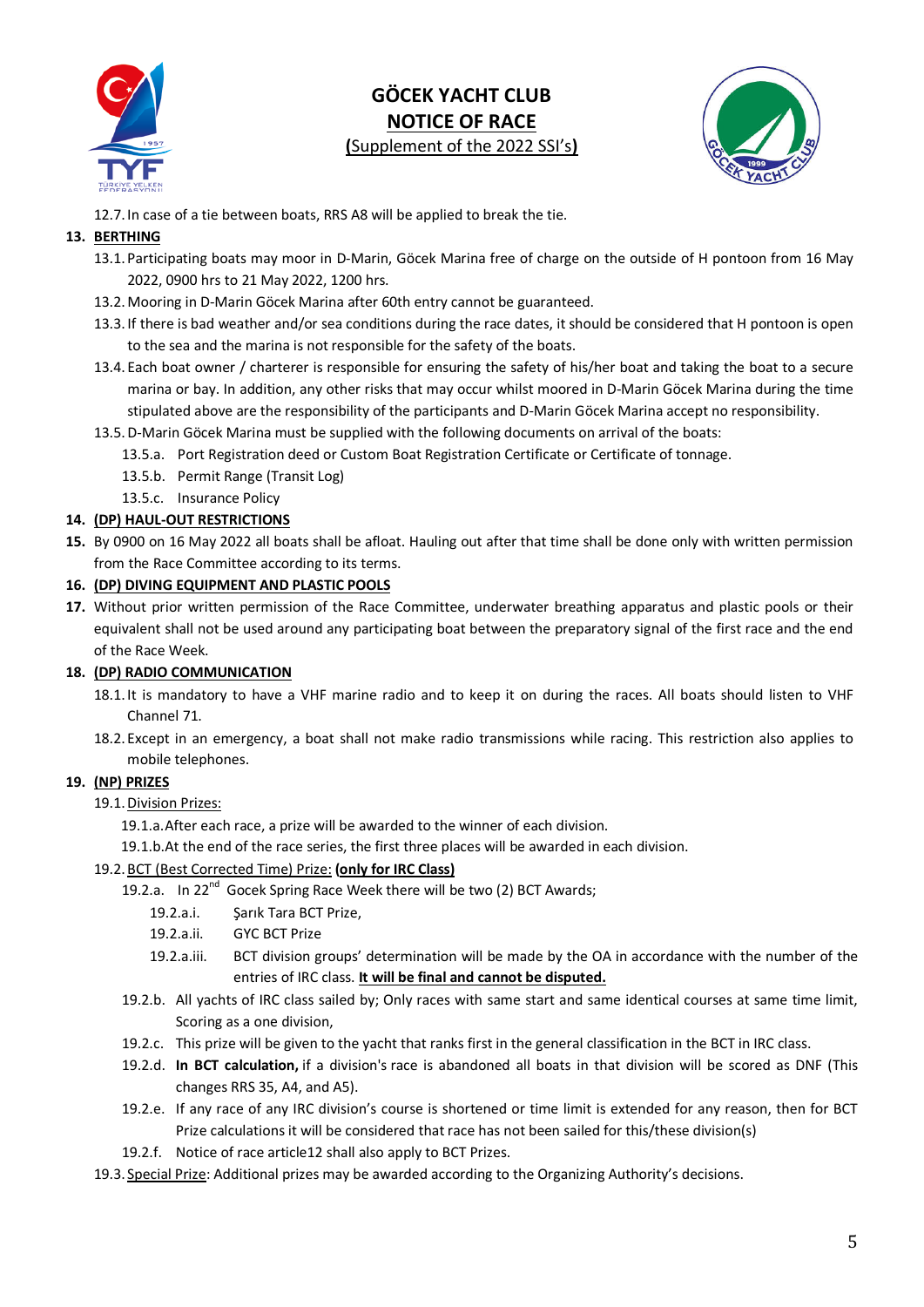12.7. In case of a tie between boats, RRS A8 will be applied to break the tie.

## 13. BERTHING

13.1. Participating boats may moor in D-Marin, Göcek Marina free of charge on the outside of H pontoon from 16 May 2022, 0900 hrs to 21 May 2022, 1200 hrs.

13.2. Mooring in D-Marin Göcek Marina after 60th entry cannot be guaranteed.

13.3. If there is bad weather and/or sea conditions during the race dates, it should be considered that H pontoon is open to the sea and the marina is not responsible for the safety of the boats.

13.4. Each boat owner / charterer is responsible for ensuring the safety of his/her boat and taking the boat to a secure marina or bay. In addition, any other risks that may occur whilst moored in D-Marin Göcek Marina during the time stipulated above are the responsibility of the participants and D-Marin Göcek Marina accept no responsibility.

13.5. D-Marin Göcek Marina must be supplied with the following documents on arrival of the boats:

- 13.5.a. Port Registration deed or Custom Boat Registration Certificate or Certificate of tonnage.
- 13.5.b. Permit Range (Transit Log)
- 13.5.c. Insurance Policy

## 14. (DP) HAUL-OUT RESTRICTIONS

**15.** By 0900 on 16 May 2022 all boats shall be afloat. Hauling out after that time shall be done only with written permission from the Race Committee according to its terms.

## 16. (DP) DIVING EQUIPMENT AND PLASTIC POOLS

**17.** Without prior written permission of the Race Committee, underwater breathing apparatus and plastic pools or their equivalent shall not be used around any participating boat between the preparatory signal of the first race and the end of the Race Week.

## 18. (DP) RADIO COMMUNICATION

18.1. It is mandatory to have a VHF marine radio and to keep it on during the races. All boats should listen to VHF Channel 71.

18.2. Except in an emergency, a boat shall not make radio transmissions while racing. This restriction also applies to mobile telephones.

## 19. (NP) PRIZES

19.1. Division Prizes:

- 19.1.a. After each race, a prize will be awarded to the winner of each division.
- 19.1.b. At the end of the race series, the first three places will be awarded in each division.

19.2. BCT (Best Corrected Time) Prize: **(only for IRC Class)**

- 19.2.a. In 22nd Gocek Spring Race Week there will be two (2) BCT Awards;
  - 19.2.a.i. Şarık Tara BCT Prize,
  - 19.2.a.ii. GYC BCT Prize
  - 19.2.a.iii. BCT division groups' determination will be made by the OA in accordance with the number of the entries of IRC class. **It will be final and cannot be disputed.**
- 19.2.b. All yachts of IRC class sailed by; Only races with same start and same identical courses at same time limit, Scoring as a one division,
- 19.2.c. This prize will be given to the yacht that ranks first in the general classification in the BCT in IRC class.
- 19.2.d. **In BCT calculation,** if a division's race is abandoned all boats in that division will be scored as DNF (This changes RRS 35, A4, and A5).
- 19.2.e. If any race of any IRC division's course is shortened or time limit is extended for any reason, then for BCT Prize calculations it will be considered that race has not been sailed for this/these division(s)
- 19.2.f. Notice of race article12 shall also apply to BCT Prizes.

19.3. Special Prize: Additional prizes may be awarded according to the Organizing Authority's decisions.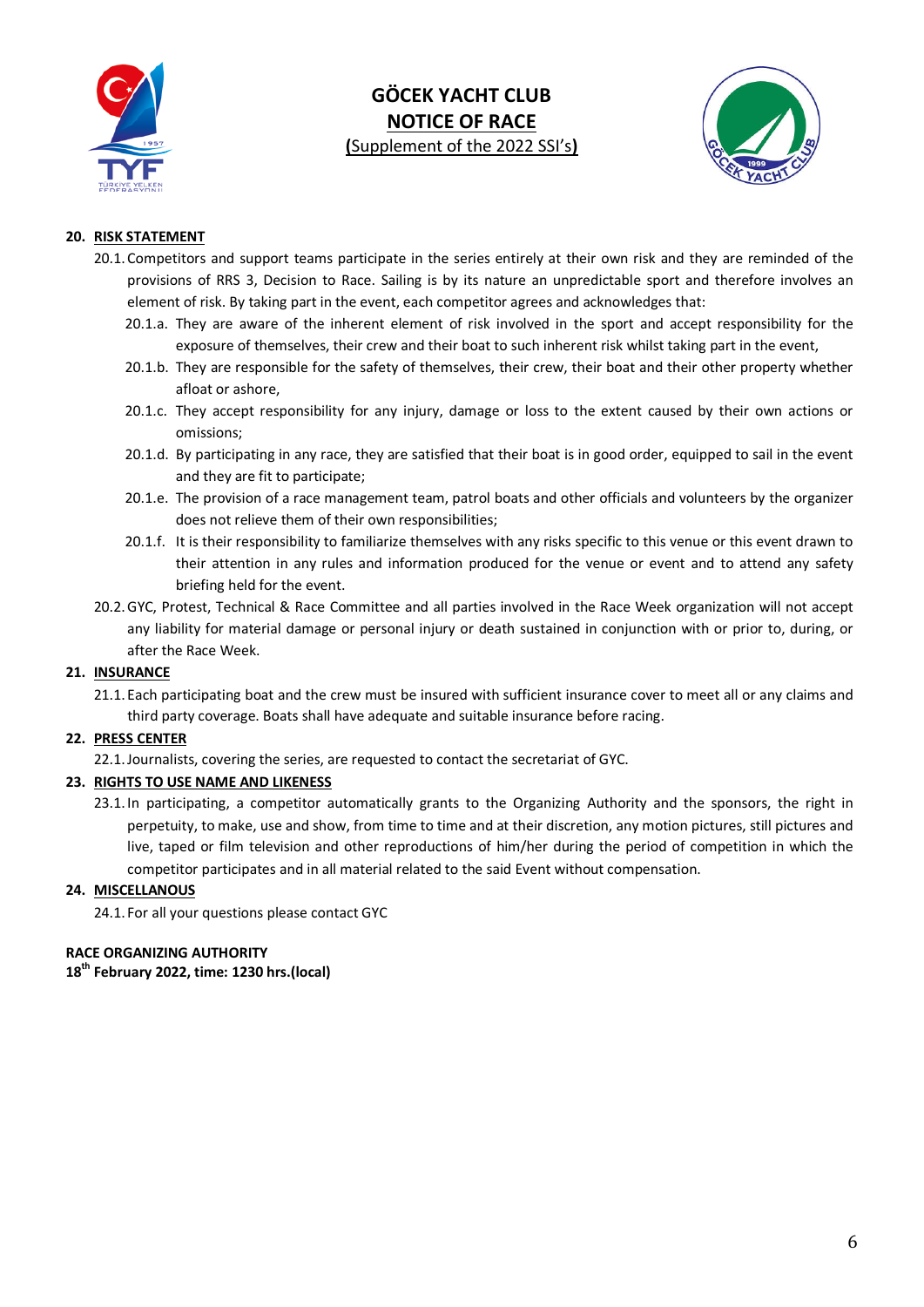# GÖCEK YACHT CLUB
## NOTICE OF RACE
**(**Supplement of the 2022 SSI's**)**

**20. RISK STATEMENT**

20.1. Competitors and support teams participate in the series entirely at their own risk and they are reminded of the provisions of RRS 3, Decision to Race. Sailing is by its nature an unpredictable sport and therefore involves an element of risk. By taking part in the event, each competitor agrees and acknowledges that:

20.1.a. They are aware of the inherent element of risk involved in the sport and accept responsibility for the exposure of themselves, their crew and their boat to such inherent risk whilst taking part in the event,

20.1.b. They are responsible for the safety of themselves, their crew, their boat and their other property whether afloat or ashore,

20.1.c. They accept responsibility for any injury, damage or loss to the extent caused by their own actions or omissions;

20.1.d. By participating in any race, they are satisfied that their boat is in good order, equipped to sail in the event and they are fit to participate;

20.1.e. The provision of a race management team, patrol boats and other officials and volunteers by the organizer does not relieve them of their own responsibilities;

20.1.f. It is their responsibility to familiarize themselves with any risks specific to this venue or this event drawn to their attention in any rules and information produced for the venue or event and to attend any safety briefing held for the event.

20.2. GYC, Protest, Technical & Race Committee and all parties involved in the Race Week organization will not accept any liability for material damage or personal injury or death sustained in conjunction with or prior to, during, or after the Race Week.

**21. INSURANCE**

21.1. Each participating boat and the crew must be insured with sufficient insurance cover to meet all or any claims and third party coverage. Boats shall have adequate and suitable insurance before racing.

**22. PRESS CENTER**

22.1. Journalists, covering the series, are requested to contact the secretariat of GYC.

**23. RIGHTS TO USE NAME AND LIKENESS**

23.1. In participating, a competitor automatically grants to the Organizing Authority and the sponsors, the right in perpetuity, to make, use and show, from time to time and at their discretion, any motion pictures, still pictures and live, taped or film television and other reproductions of him/her during the period of competition in which the competitor participates and in all material related to the said Event without compensation.

**24. MISCELLANOUS**

24.1. For all your questions please contact GYC

**RACE ORGANIZING AUTHORITY**
**18th February 2022, time: 1230 hrs.(local)**